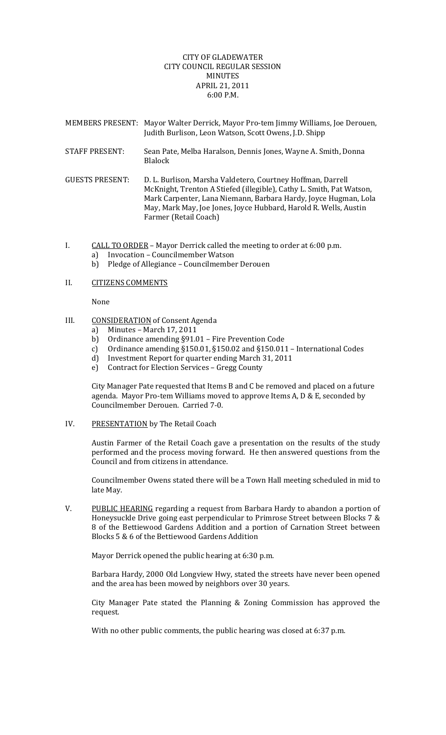CITY OF GLADEWATER
CITY COUNCIL REGULAR SESSION
MINUTES
APRIL 21, 2011
6:00 P.M.

MEMBERS PRESENT: Mayor Walter Derrick, Mayor Pro-tem Jimmy Williams, Joe Derouen, Judith Burlison, Leon Watson, Scott Owens, J.D. Shipp

STAFF PRESENT: Sean Pate, Melba Haralson, Dennis Jones, Wayne A. Smith, Donna Blalock

GUESTS PRESENT: D. L. Burlison, Marsha Valdetero, Courtney Hoffman, Darrell McKnight, Trenton A Stiefed (illegible), Cathy L. Smith, Pat Watson, Mark Carpenter, Lana Niemann, Barbara Hardy, Joyce Hugman, Lola May, Mark May, Joe Jones, Joyce Hubbard, Harold R. Wells, Austin Farmer (Retail Coach)

I. CALL TO ORDER – Mayor Derrick called the meeting to order at 6:00 p.m.
   a) Invocation – Councilmember Watson
   b) Pledge of Allegiance – Councilmember Derouen

II. CITIZENS COMMENTS

None

III. CONSIDERATION of Consent Agenda
   a) Minutes – March 17, 2011
   b) Ordinance amending §91.01 – Fire Prevention Code
   c) Ordinance amending §150.01, §150.02 and §150.011 – International Codes
   d) Investment Report for quarter ending March 31, 2011
   e) Contract for Election Services – Gregg County

City Manager Pate requested that Items B and C be removed and placed on a future agenda. Mayor Pro-tem Williams moved to approve Items A, D & E, seconded by Councilmember Derouen. Carried 7-0.

IV. PRESENTATION by The Retail Coach

Austin Farmer of the Retail Coach gave a presentation on the results of the study performed and the process moving forward. He then answered questions from the Council and from citizens in attendance.

Councilmember Owens stated there will be a Town Hall meeting scheduled in mid to late May.

V. PUBLIC HEARING regarding a request from Barbara Hardy to abandon a portion of Honeysuckle Drive going east perpendicular to Primrose Street between Blocks 7 & 8 of the Bettiewood Gardens Addition and a portion of Carnation Street between Blocks 5 & 6 of the Bettiewood Gardens Addition

Mayor Derrick opened the public hearing at 6:30 p.m.

Barbara Hardy, 2000 Old Longview Hwy, stated the streets have never been opened and the area has been mowed by neighbors over 30 years.

City Manager Pate stated the Planning & Zoning Commission has approved the request.

With no other public comments, the public hearing was closed at 6:37 p.m.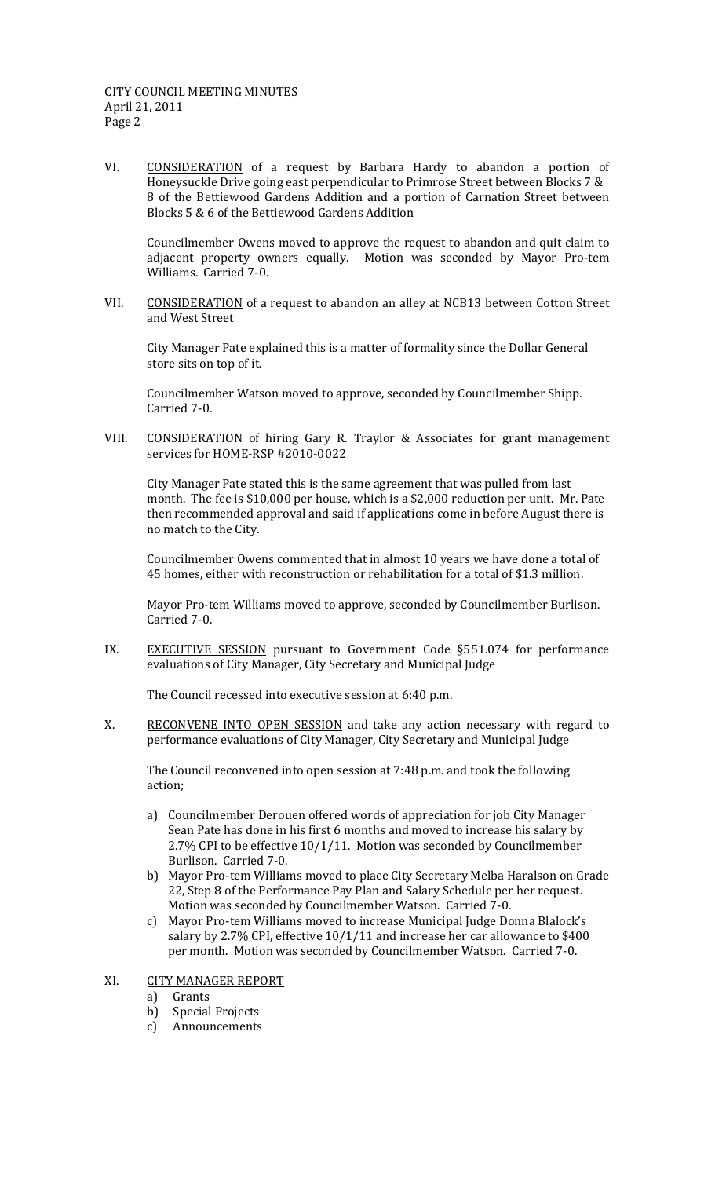VI. <u>CONSIDERATION</u> of a request by Barbara Hardy to abandon a portion of Honeysuckle Drive going east perpendicular to Primrose Street between Blocks 7 & 8 of the Bettiewood Gardens Addition and a portion of Carnation Street between Blocks 5 & 6 of the Bettiewood Gardens Addition

Councilmember Owens moved to approve the request to abandon and quit claim to adjacent property owners equally. Motion was seconded by Mayor Pro-tem Williams. Carried 7-0.

VII. <u>CONSIDERATION</u> of a request to abandon an alley at NCB13 between Cotton Street and West Street

City Manager Pate explained this is a matter of formality since the Dollar General store sits on top of it.

Councilmember Watson moved to approve, seconded by Councilmember Shipp. Carried 7-0.

VIII. <u>CONSIDERATION</u> of hiring Gary R. Traylor & Associates for grant management services for HOME-RSP #2010-0022

City Manager Pate stated this is the same agreement that was pulled from last month. The fee is $10,000 per house, which is a $2,000 reduction per unit. Mr. Pate then recommended approval and said if applications come in before August there is no match to the City.

Councilmember Owens commented that in almost 10 years we have done a total of 45 homes, either with reconstruction or rehabilitation for a total of $1.3 million.

Mayor Pro-tem Williams moved to approve, seconded by Councilmember Burlison. Carried 7-0.

IX. <u>EXECUTIVE SESSION</u> pursuant to Government Code §551.074 for performance evaluations of City Manager, City Secretary and Municipal Judge

The Council recessed into executive session at 6:40 p.m.

X. <u>RECONVENE INTO OPEN SESSION</u> and take any action necessary with regard to performance evaluations of City Manager, City Secretary and Municipal Judge

The Council reconvened into open session at 7:48 p.m. and took the following action;

a) Councilmember Derouen offered words of appreciation for job City Manager Sean Pate has done in his first 6 months and moved to increase his salary by 2.7% CPI to be effective 10/1/11. Motion was seconded by Councilmember Burlison. Carried 7-0.
b) Mayor Pro-tem Williams moved to place City Secretary Melba Haralson on Grade 22, Step 8 of the Performance Pay Plan and Salary Schedule per her request. Motion was seconded by Councilmember Watson. Carried 7-0.
c) Mayor Pro-tem Williams moved to increase Municipal Judge Donna Blalock's salary by 2.7% CPI, effective 10/1/11 and increase her car allowance to $400 per month. Motion was seconded by Councilmember Watson. Carried 7-0.

XI. <u>CITY MANAGER REPORT</u>

a) Grants
b) Special Projects
c) Announcements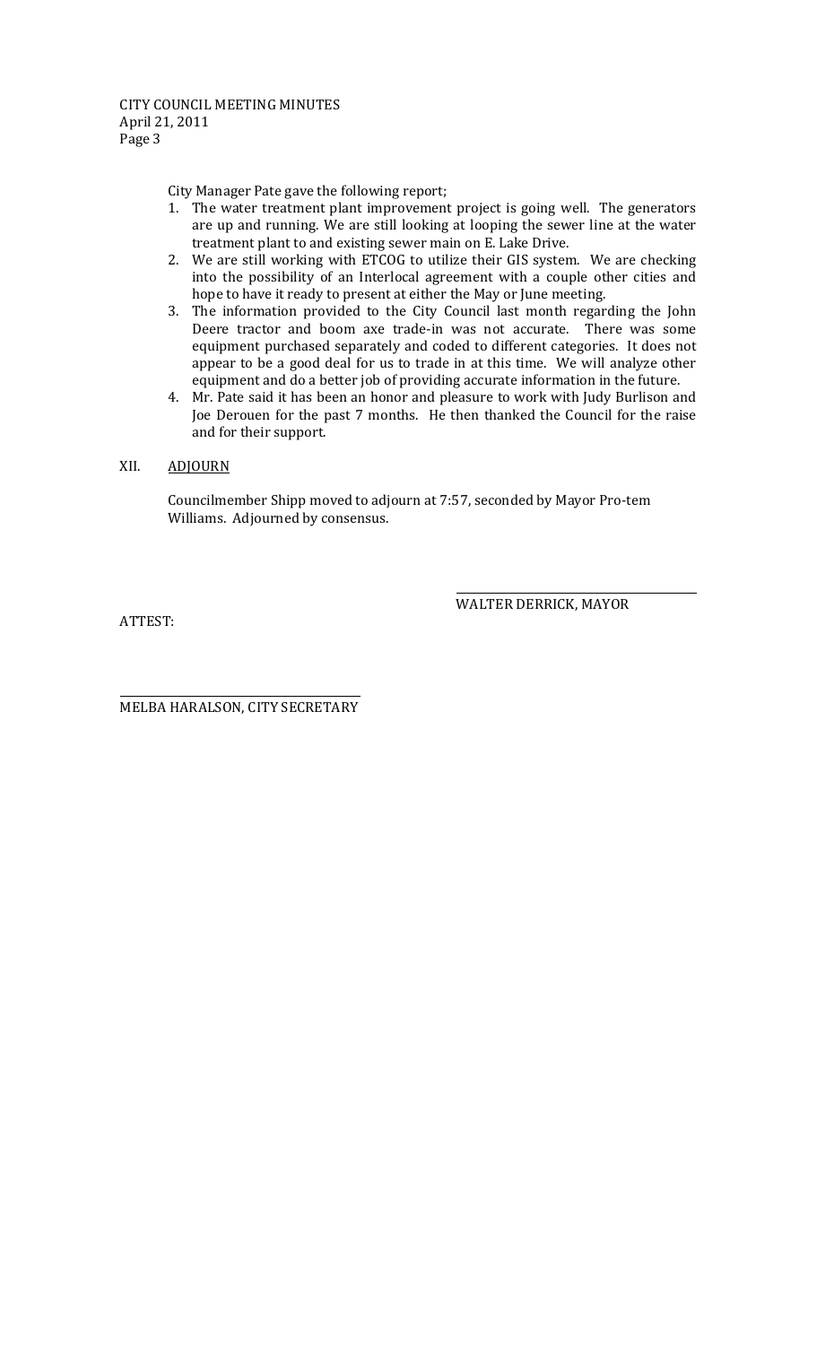City Manager Pate gave the following report;

1. The water treatment plant improvement project is going well. The generators are up and running. We are still looking at looping the sewer line at the water treatment plant to and existing sewer main on E. Lake Drive.
2. We are still working with ETCOG to utilize their GIS system. We are checking into the possibility of an Interlocal agreement with a couple other cities and hope to have it ready to present at either the May or June meeting.
3. The information provided to the City Council last month regarding the John Deere tractor and boom axe trade-in was not accurate. There was some equipment purchased separately and coded to different categories. It does not appear to be a good deal for us to trade in at this time. We will analyze other equipment and do a better job of providing accurate information in the future.
4. Mr. Pate said it has been an honor and pleasure to work with Judy Burlison and Joe Derouen for the past 7 months. He then thanked the Council for the raise and for their support.

XII. ADJOURN

Councilmember Shipp moved to adjourn at 7:57, seconded by Mayor Pro-tem Williams. Adjourned by consensus.

\_\_\_\_\_\_\_\_\_\_\_\_\_\_\_\_\_\_\_\_\_\_\_\_\_\_\_\_\_\_\_\_\_\_
WALTER DERRICK, MAYOR

ATTEST:

\_\_\_\_\_\_\_\_\_\_\_\_\_\_\_\_\_\_\_\_\_\_\_\_\_\_\_\_\_\_\_\_\_\_
MELBA HARALSON, CITY SECRETARY